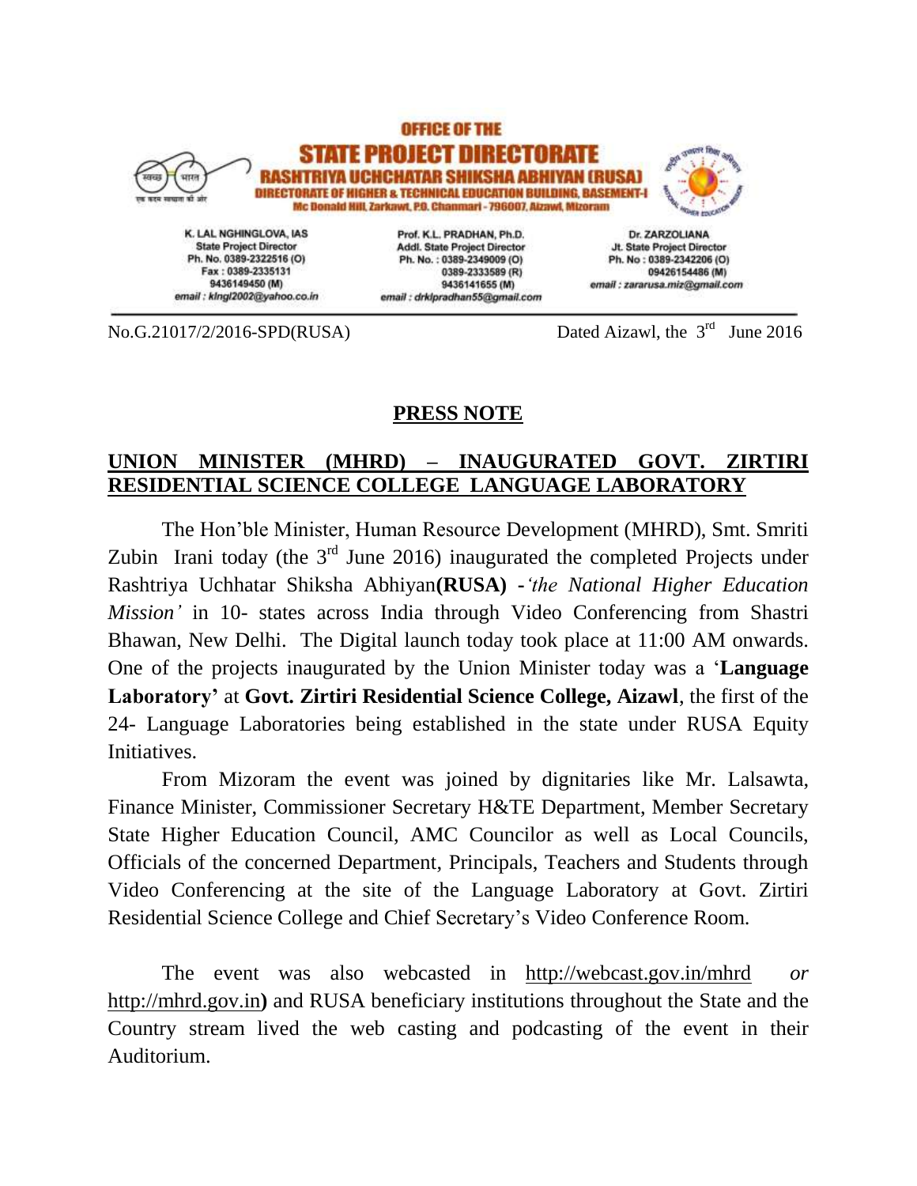**OFFICE OF THE**

**STATE PROJECT DIRECTORATE**

**RASHTRIYA UCHCHATAR SHIKSHA ABHIYAN (RUSA)**

**DIRECTORATE OF HIGHER & TECHNICAL EDUCATION BUILDING, BASEMENT-I**

**Mc Donald Hill, Zarkawt, P.O. Chanmari - 796007, Aizawl, Mizoram**

| | | |
|---|---|---|
| K. LAL NGHINGLOVA, IAS<br>State Project Director<br>Ph. No. 0389-2322516 (O)<br>Fax : 0389-2335131<br>9436149450 (M)<br>email : klngl2002@yahoo.co.in | Prof. K.L. PRADHAN, Ph.D.<br>Addl. State Project Director<br>Ph. No. : 0389-2349009 (O)<br>0389-2333589 (R)<br>9436141655 (M)<br>email : drklpradhan55@gmail.com | Dr. ZARZOLIANA<br>Jt. State Project Director<br>Ph. No : 0389-2342206 (O)<br>09426154486 (M)<br>email : zararusa.miz@gmail.com |

No.G.21017/2/2016-SPD(RUSA)  Dated Aizawl, the 3rd June 2016

## PRESS NOTE

## UNION MINISTER (MHRD) – INAUGURATED GOVT. ZIRTIRI RESIDENTIAL SCIENCE COLLEGE LANGUAGE LABORATORY

The Hon'ble Minister, Human Resource Development (MHRD), Smt. Smriti Zubin Irani today (the 3rd June 2016) inaugurated the completed Projects under Rashtriya Uchhatar Shiksha Abhiyan**(RUSA) -***'the National Higher Education Mission'* in 10- states across India through Video Conferencing from Shastri Bhawan, New Delhi. The Digital launch today took place at 11:00 AM onwards. One of the projects inaugurated by the Union Minister today was a '**Language Laboratory'** at **Govt. Zirtiri Residential Science College, Aizawl**, the first of the 24- Language Laboratories being established in the state under RUSA Equity Initiatives.

From Mizoram the event was joined by dignitaries like Mr. Lalsawta, Finance Minister, Commissioner Secretary H&TE Department, Member Secretary State Higher Education Council, AMC Councilor as well as Local Councils, Officials of the concerned Department, Principals, Teachers and Students through Video Conferencing at the site of the Language Laboratory at Govt. Zirtiri Residential Science College and Chief Secretary's Video Conference Room.

The event was also webcasted in http://webcast.gov.in/mhrd *or* http://mhrd.gov.in**)** and RUSA beneficiary institutions throughout the State and the Country stream lived the web casting and podcasting of the event in their Auditorium.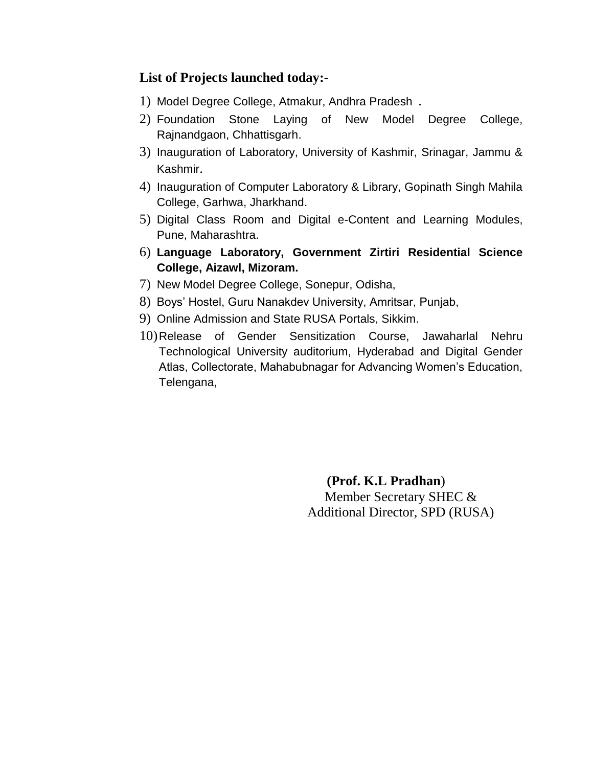**List of Projects launched today:-**

1) Model Degree College, Atmakur, Andhra Pradesh .
2) Foundation Stone Laying of New Model Degree College, Rajnandgaon, Chhattisgarh.
3) Inauguration of Laboratory, University of Kashmir, Srinagar, Jammu & Kashmir.
4) Inauguration of Computer Laboratory & Library, Gopinath Singh Mahila College, Garhwa, Jharkhand.
5) Digital Class Room and Digital e-Content and Learning Modules, Pune, Maharashtra.
6) **Language Laboratory, Government Zirtiri Residential Science College, Aizawl, Mizoram.**
7) New Model Degree College, Sonepur, Odisha,
8) Boys' Hostel, Guru Nanakdev University, Amritsar, Punjab,
9) Online Admission and State RUSA Portals, Sikkim.
10) Release of Gender Sensitization Course, Jawaharlal Nehru Technological University auditorium, Hyderabad and Digital Gender Atlas, Collectorate, Mahabubnagar for Advancing Women's Education, Telengana,

**(Prof. K.L Pradhan)**
Member Secretary SHEC &
Additional Director, SPD (RUSA)